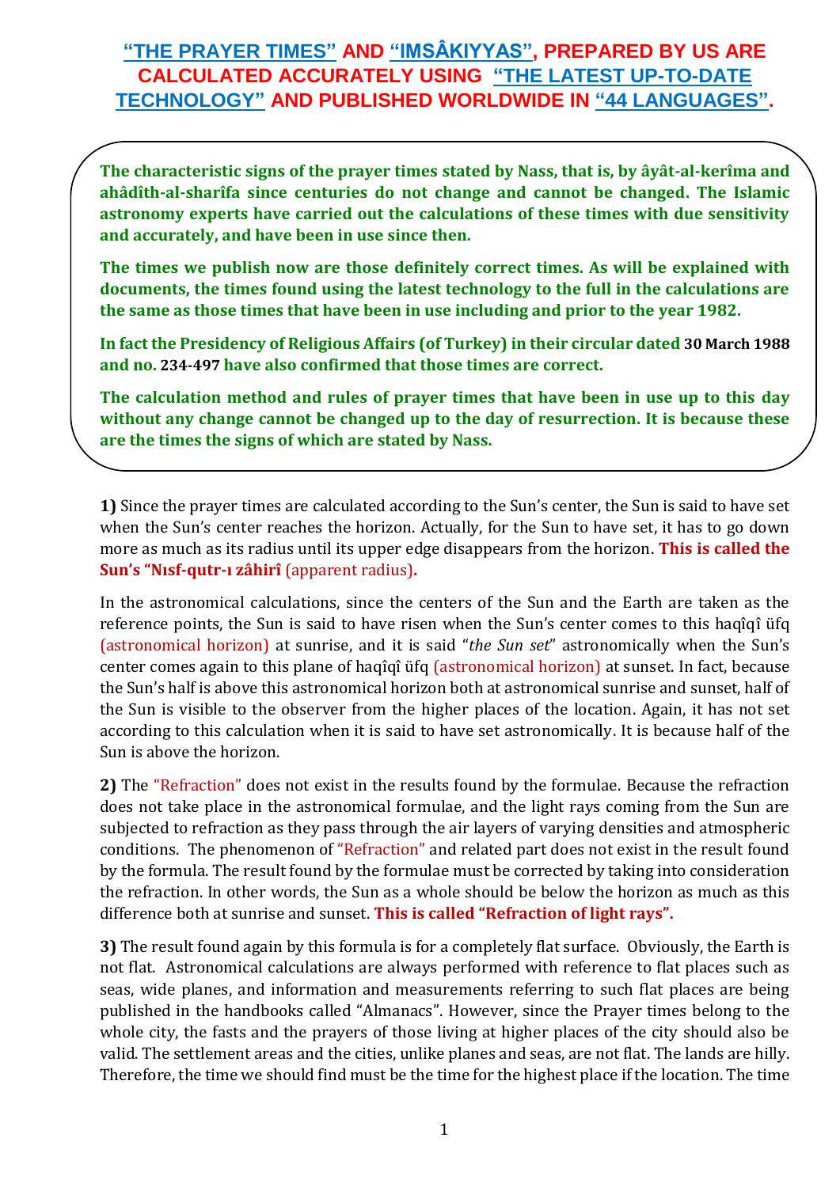# "THE PRAYER TIMES" AND "IMSÂKIYYAS", PREPARED BY US ARE CALCULATED ACCURATELY USING "THE LATEST UP-TO-DATE TECHNOLOGY" AND PUBLISHED WORLDWIDE IN "44 LANGUAGES".

**The characteristic signs of the prayer times stated by Nass, that is, by âyât-al-kerîma and ahâdîth-al-sharîfa since centuries do not change and cannot be changed. The Islamic astronomy experts have carried out the calculations of these times with due sensitivity and accurately, and have been in use since then.**

**The times we publish now are those definitely correct times. As will be explained with documents, the times found using the latest technology to the full in the calculations are the same as those times that have been in use including and prior to the year 1982.**

**In fact the Presidency of Religious Affairs (of Turkey) in their circular dated 30 March 1988 and no. 234-497 have also confirmed that those times are correct.**

**The calculation method and rules of prayer times that have been in use up to this day without any change cannot be changed up to the day of resurrection. It is because these are the times the signs of which are stated by Nass.**

**1)** Since the prayer times are calculated according to the Sun's center, the Sun is said to have set when the Sun's center reaches the horizon. Actually, for the Sun to have set, it has to go down more as much as its radius until its upper edge disappears from the horizon. **This is called the Sun's "Nısf-qutr-ı zâhirî** (apparent radius)**.**

In the astronomical calculations, since the centers of the Sun and the Earth are taken as the reference points, the Sun is said to have risen when the Sun's center comes to this haqîqî üfq (astronomical horizon) at sunrise, and it is said "*the Sun set*" astronomically when the Sun's center comes again to this plane of haqîqî üfq (astronomical horizon) at sunset. In fact, because the Sun's half is above this astronomical horizon both at astronomical sunrise and sunset, half of the Sun is visible to the observer from the higher places of the location. Again, it has not set according to this calculation when it is said to have set astronomically. It is because half of the Sun is above the horizon.

**2)** The "Refraction" does not exist in the results found by the formulae. Because the refraction does not take place in the astronomical formulae, and the light rays coming from the Sun are subjected to refraction as they pass through the air layers of varying densities and atmospheric conditions. The phenomenon of "Refraction" and related part does not exist in the result found by the formula. The result found by the formulae must be corrected by taking into consideration the refraction. In other words, the Sun as a whole should be below the horizon as much as this difference both at sunrise and sunset. **This is called "Refraction of light rays".**

**3)** The result found again by this formula is for a completely flat surface. Obviously, the Earth is not flat. Astronomical calculations are always performed with reference to flat places such as seas, wide planes, and information and measurements referring to such flat places are being published in the handbooks called "Almanacs". However, since the Prayer times belong to the whole city, the fasts and the prayers of those living at higher places of the city should also be valid. The settlement areas and the cities, unlike planes and seas, are not flat. The lands are hilly. Therefore, the time we should find must be the time for the highest place if the location. The time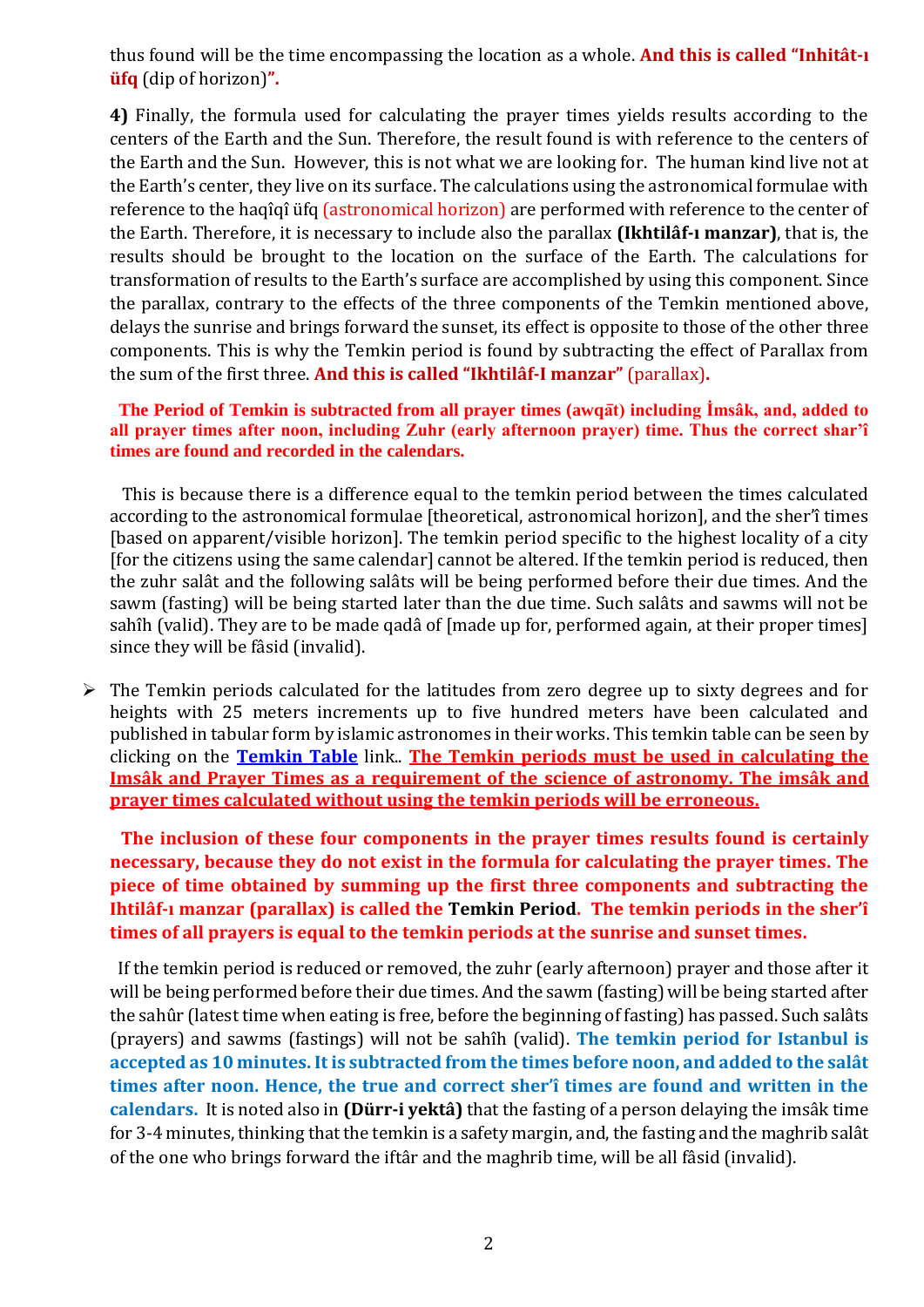thus found will be the time encompassing the location as a whole. **And this is called "Inhitât-ı üfq** (dip of horizon)**".**

**4)** Finally, the formula used for calculating the prayer times yields results according to the centers of the Earth and the Sun. Therefore, the result found is with reference to the centers of the Earth and the Sun. However, this is not what we are looking for. The human kind live not at the Earth's center, they live on its surface. The calculations using the astronomical formulae with reference to the haqîqî üfq (astronomical horizon) are performed with reference to the center of the Earth. Therefore, it is necessary to include also the parallax **(Ikhtilâf-ı manzar)**, that is, the results should be brought to the location on the surface of the Earth. The calculations for transformation of results to the Earth's surface are accomplished by using this component. Since the parallax, contrary to the effects of the three components of the Temkin mentioned above, delays the sunrise and brings forward the sunset, its effect is opposite to those of the other three components. This is why the Temkin period is found by subtracting the effect of Parallax from the sum of the first three. **And this is called "Ikhtilâf-I manzar"** (parallax)**.**

**The Period of Temkin is subtracted from all prayer times (awqāt) including İmsâk, and, added to all prayer times after noon, including Zuhr (early afternoon prayer) time. Thus the correct shar'î times are found and recorded in the calendars.**

This is because there is a difference equal to the temkin period between the times calculated according to the astronomical formulae [theoretical, astronomical horizon], and the sher'î times [based on apparent/visible horizon]. The temkin period specific to the highest locality of a city [for the citizens using the same calendar] cannot be altered. If the temkin period is reduced, then the zuhr salât and the following salâts will be being performed before their due times. And the sawm (fasting) will be being started later than the due time. Such salâts and sawms will not be sahîh (valid). They are to be made qadâ of [made up for, performed again, at their proper times] since they will be fâsid (invalid).

- The Temkin periods calculated for the latitudes from zero degree up to sixty degrees and for heights with 25 meters increments up to five hundred meters have been calculated and published in tabular form by islamic astronomes in their works. This temkin table can be seen by clicking on the **Temkin Table** link.. **The Temkin periods must be used in calculating the Imsâk and Prayer Times as a requirement of the science of astronomy. The imsâk and prayer times calculated without using the temkin periods will be erroneous.**

**The inclusion of these four components in the prayer times results found is certainly necessary, because they do not exist in the formula for calculating the prayer times. The piece of time obtained by summing up the first three components and subtracting the Ihtilâf-ı manzar (parallax) is called the Temkin Period. The temkin periods in the sher'î times of all prayers is equal to the temkin periods at the sunrise and sunset times.**

If the temkin period is reduced or removed, the zuhr (early afternoon) prayer and those after it will be being performed before their due times. And the sawm (fasting) will be being started after the sahûr (latest time when eating is free, before the beginning of fasting) has passed. Such salâts (prayers) and sawms (fastings) will not be sahîh (valid). **The temkin period for Istanbul is accepted as 10 minutes. It is subtracted from the times before noon, and added to the salât times after noon. Hence, the true and correct sher'î times are found and written in the calendars.** It is noted also in **(Dürr-i yektâ)** that the fasting of a person delaying the imsâk time for 3-4 minutes, thinking that the temkin is a safety margin, and, the fasting and the maghrib salât of the one who brings forward the iftâr and the maghrib time, will be all fâsid (invalid).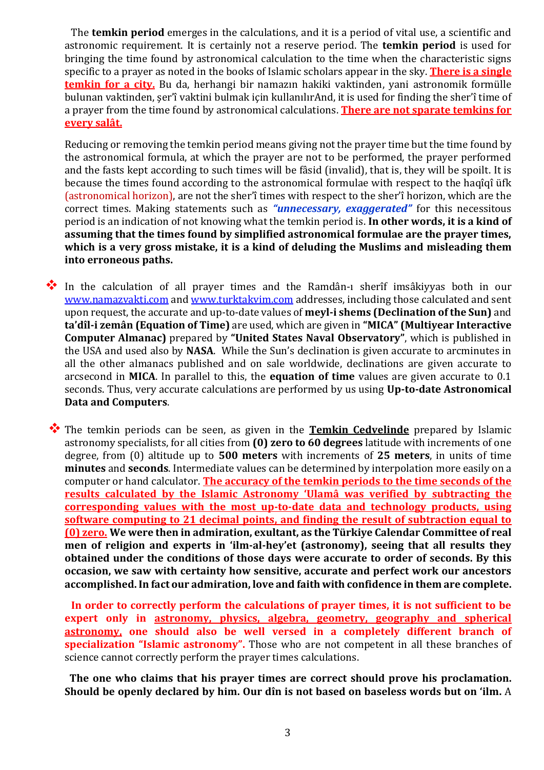The **temkin period** emerges in the calculations, and it is a period of vital use, a scientific and astronomic requirement. It is certainly not a reserve period. The **temkin period** is used for bringing the time found by astronomical calculation to the time when the characteristic signs specific to a prayer as noted in the books of Islamic scholars appear in the sky. **There is a single temkin for a city.** Bu da, herhangi bir namazın hakiki vaktinden, yani astronomik formülle bulunan vaktinden, şer'î vaktini bulmak için kullanılırAnd, it is used for finding the sher'î time of a prayer from the time found by astronomical calculations. **There are not sparate temkins for every salât.**

Reducing or removing the temkin period means giving not the prayer time but the time found by the astronomical formula, at which the prayer are not to be performed, the prayer performed and the fasts kept according to such times will be fâsid (invalid), that is, they will be spoilt. It is because the times found according to the astronomical formulae with respect to the haqîqî üfk (astronomical horizon), are not the sher'î times with respect to the sher'î horizon, which are the correct times. Making statements such as ***"unnecessary, exaggerated"*** for this necessitous period is an indication of not knowing what the temkin period is. **In other words, it is a kind of assuming that the times found by simplified astronomical formulae are the prayer times, which is a very gross mistake, it is a kind of deluding the Muslims and misleading them into erroneous paths.**

- In the calculation of all prayer times and the Ramdân-ı sherîf imsâkiyyas both in our www.namazvakti.com and www.turktakvim.com addresses, including those calculated and sent upon request, the accurate and up-to-date values of **meyl-i shems (Declination of the Sun)** and **ta'dîl-i zemân (Equation of Time)** are used, which are given in **"MICA" (Multiyear Interactive Computer Almanac)** prepared by **"United States Naval Observatory"**, which is published in the USA and used also by **NASA**. While the Sun's declination is given accurate to arcminutes in all the other almanacs published and on sale worldwide, declinations are given accurate to arcsecond in **MICA**. In parallel to this, the **equation of time** values are given accurate to 0.1 seconds. Thus, very accurate calculations are performed by us using **Up-to-date Astronomical Data and Computers**.

- The temkin periods can be seen, as given in the **Temkin Cedvelinde** prepared by Islamic astronomy specialists, for all cities from **(0) zero to 60 degrees** latitude with increments of one degree, from (0) altitude up to **500 meters** with increments of **25 meters**, in units of time **minutes** and **seconds**. Intermediate values can be determined by interpolation more easily on a computer or hand calculator. **The accuracy of the temkin periods to the time seconds of the results calculated by the Islamic Astronomy 'Ulamâ was verified by subtracting the corresponding values with the most up-to-date data and technology products, using software computing to 21 decimal points, and finding the result of subtraction equal to (0) zero.** **We were then in admiration, exultant, as the Türkiye Calendar Committee of real men of religion and experts in 'ilm-al-hey'et (astronomy), seeing that all results they obtained under the conditions of those days were accurate to order of seconds. By this occasion, we saw with certainty how sensitive, accurate and perfect work our ancestors accomplished. In fact our admiration, love and faith with confidence in them are complete.**

**In order to correctly perform the calculations of prayer times, it is not sufficient to be expert only in astronomy, physics, algebra, geometry, geography and spherical astronomy, one should also be well versed in a completely different branch of specialization "Islamic astronomy".** Those who are not competent in all these branches of science cannot correctly perform the prayer times calculations.

**The one who claims that his prayer times are correct should prove his proclamation. Should be openly declared by him. Our dîn is not based on baseless words but on 'ilm.** A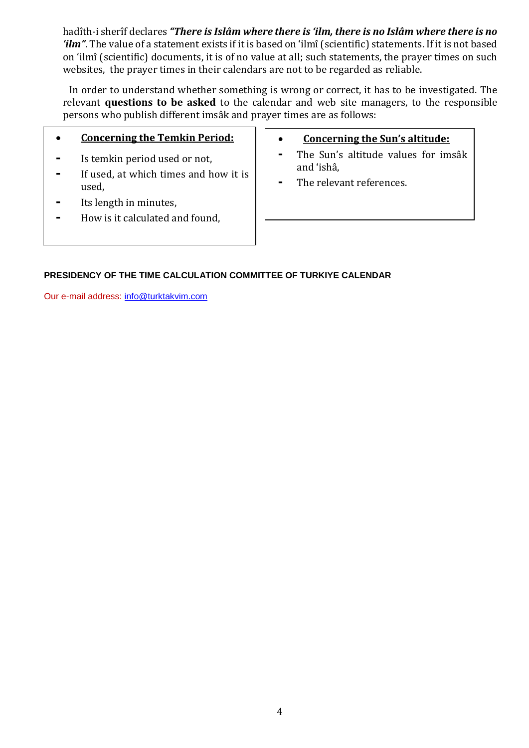hadîth-i sherîf declares ***"There is Islâm where there is 'ilm, there is no Islâm where there is no 'ilm"***. The value of a statement exists if it is based on 'ilmî (scientific) statements. If it is not based on 'ilmî (scientific) documents, it is of no value at all; such statements, the prayer times on such websites, the prayer times in their calendars are not to be regarded as reliable.

In order to understand whether something is wrong or correct, it has to be investigated. The relevant **questions to be asked** to the calendar and web site managers, to the responsible persons who publish different imsâk and prayer times are as follows:

- **Concerning the Temkin Period:**
  - Is temkin period used or not,
  - If used, at which times and how it is used,
  - Its length in minutes,
  - How is it calculated and found,

- **Concerning the Sun's altitude:**
  - The Sun's altitude values for imsâk and 'ishâ,
  - The relevant references.

**PRESIDENCY OF THE TIME CALCULATION COMMITTEE OF TURKIYE CALENDAR**

Our e-mail address: info@turktakvim.com